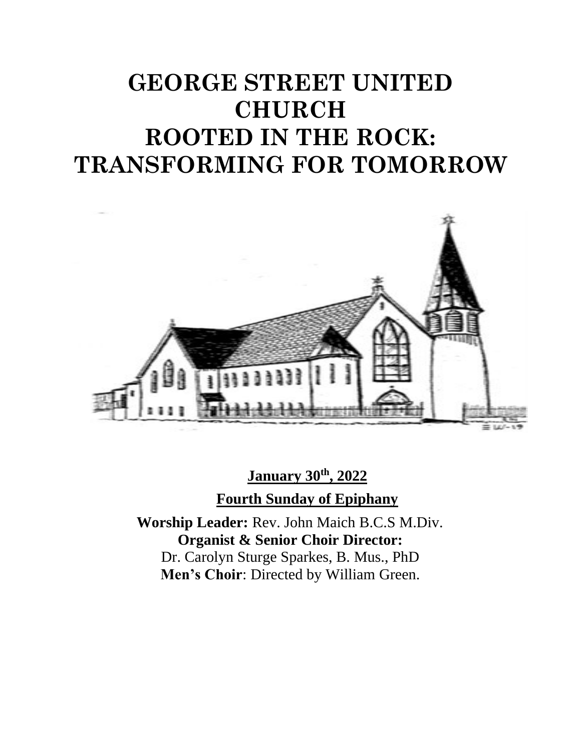# GEORGE STREET UNITED CHURCH
# ROOTED IN THE ROCK: TRANSFORMING FOR TOMORROW

**January 30th, 2022**

**Fourth Sunday of Epiphany**

**Worship Leader:** Rev. John Maich B.C.S M.Div.
**Organist & Senior Choir Director:**
Dr. Carolyn Sturge Sparkes, B. Mus., PhD
**Men's Choir**: Directed by William Green.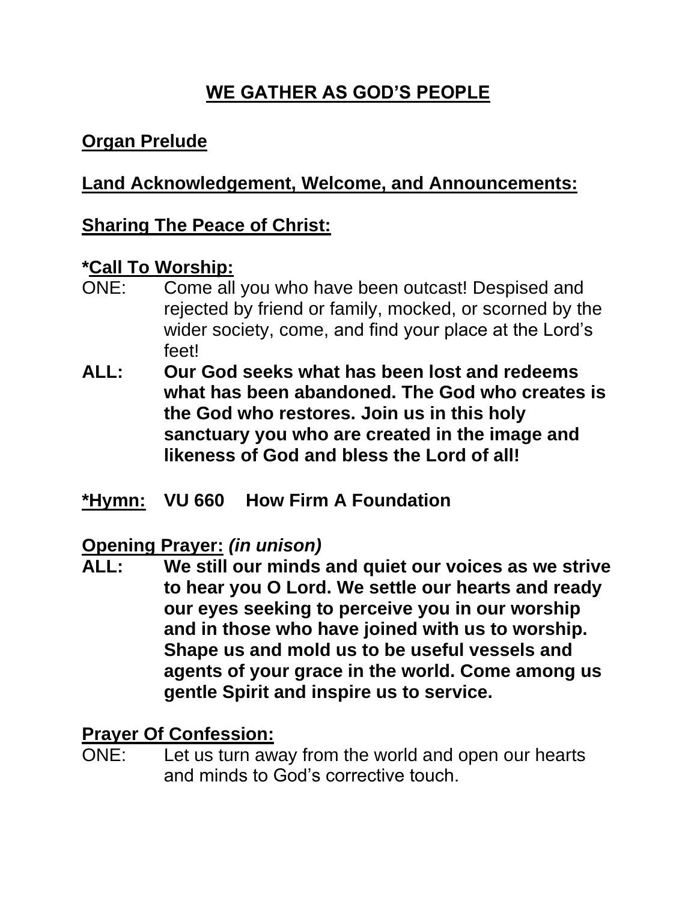# WE GATHER AS GOD'S PEOPLE

**Organ Prelude**

**Land Acknowledgement, Welcome, and Announcements:**

**Sharing The Peace of Christ:**

***Call To Worship:**

ONE: Come all you who have been outcast! Despised and rejected by friend or family, mocked, or scorned by the wider society, come, and find your place at the Lord's feet!

**ALL: Our God seeks what has been lost and redeems what has been abandoned. The God who creates is the God who restores. Join us in this holy sanctuary you who are created in the image and likeness of God and bless the Lord of all!**

***Hymn: VU 660 How Firm A Foundation**

**Opening Prayer:** ***(in unison)***

**ALL: We still our minds and quiet our voices as we strive to hear you O Lord. We settle our hearts and ready our eyes seeking to perceive you in our worship and in those who have joined with us to worship. Shape us and mold us to be useful vessels and agents of your grace in the world. Come among us gentle Spirit and inspire us to service.**

**Prayer Of Confession:**

ONE: Let us turn away from the world and open our hearts and minds to God's corrective touch.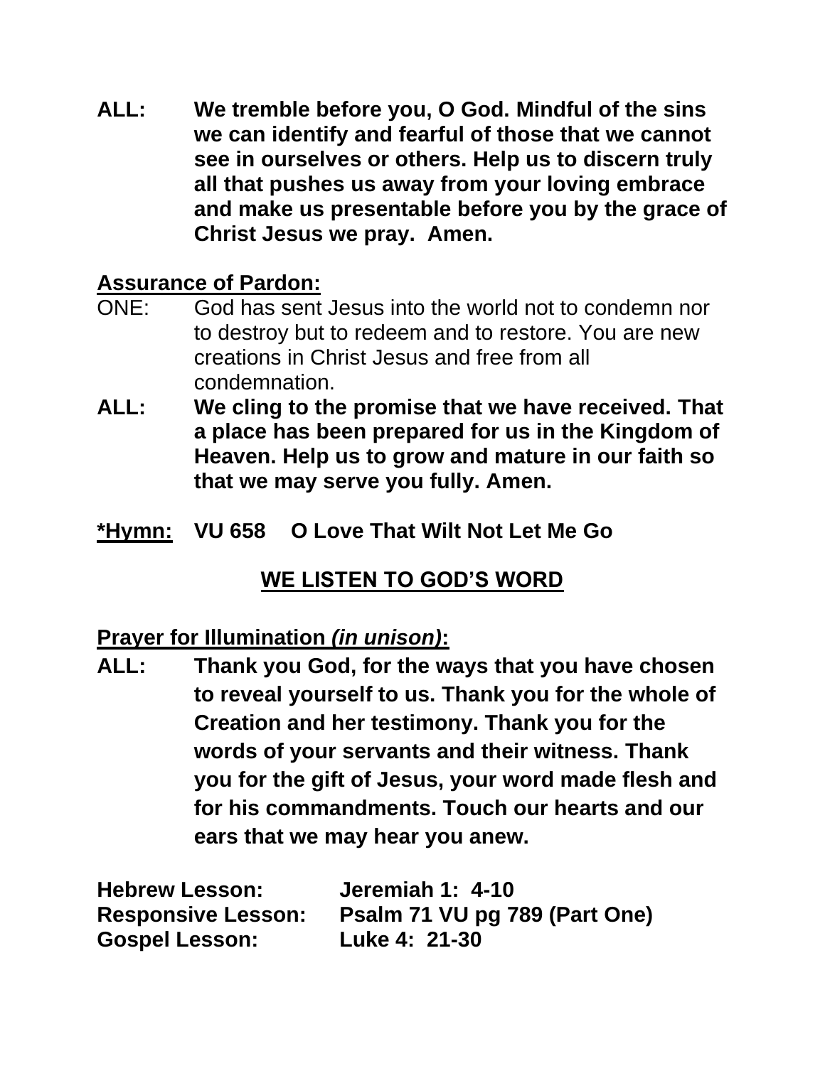**ALL: We tremble before you, O God. Mindful of the sins we can identify and fearful of those that we cannot see in ourselves or others. Help us to discern truly all that pushes us away from your loving embrace and make us presentable before you by the grace of Christ Jesus we pray. Amen.**

**Assurance of Pardon:**

ONE: God has sent Jesus into the world not to condemn nor to destroy but to redeem and to restore. You are new creations in Christ Jesus and free from all condemnation.

**ALL: We cling to the promise that we have received. That a place has been prepared for us in the Kingdom of Heaven. Help us to grow and mature in our faith so that we may serve you fully. Amen.**

**\*Hymn: VU 658 O Love That Wilt Not Let Me Go**

## WE LISTEN TO GOD'S WORD

**Prayer for Illumination *(in unison)*:**

**ALL: Thank you God, for the ways that you have chosen to reveal yourself to us. Thank you for the whole of Creation and her testimony. Thank you for the words of your servants and their witness. Thank you for the gift of Jesus, your word made flesh and for his commandments. Touch our hearts and our ears that we may hear you anew.**

**Hebrew Lesson:** **Jeremiah 1: 4-10**
**Responsive Lesson:** **Psalm 71 VU pg 789 (Part One)**
**Gospel Lesson:** **Luke 4: 21-30**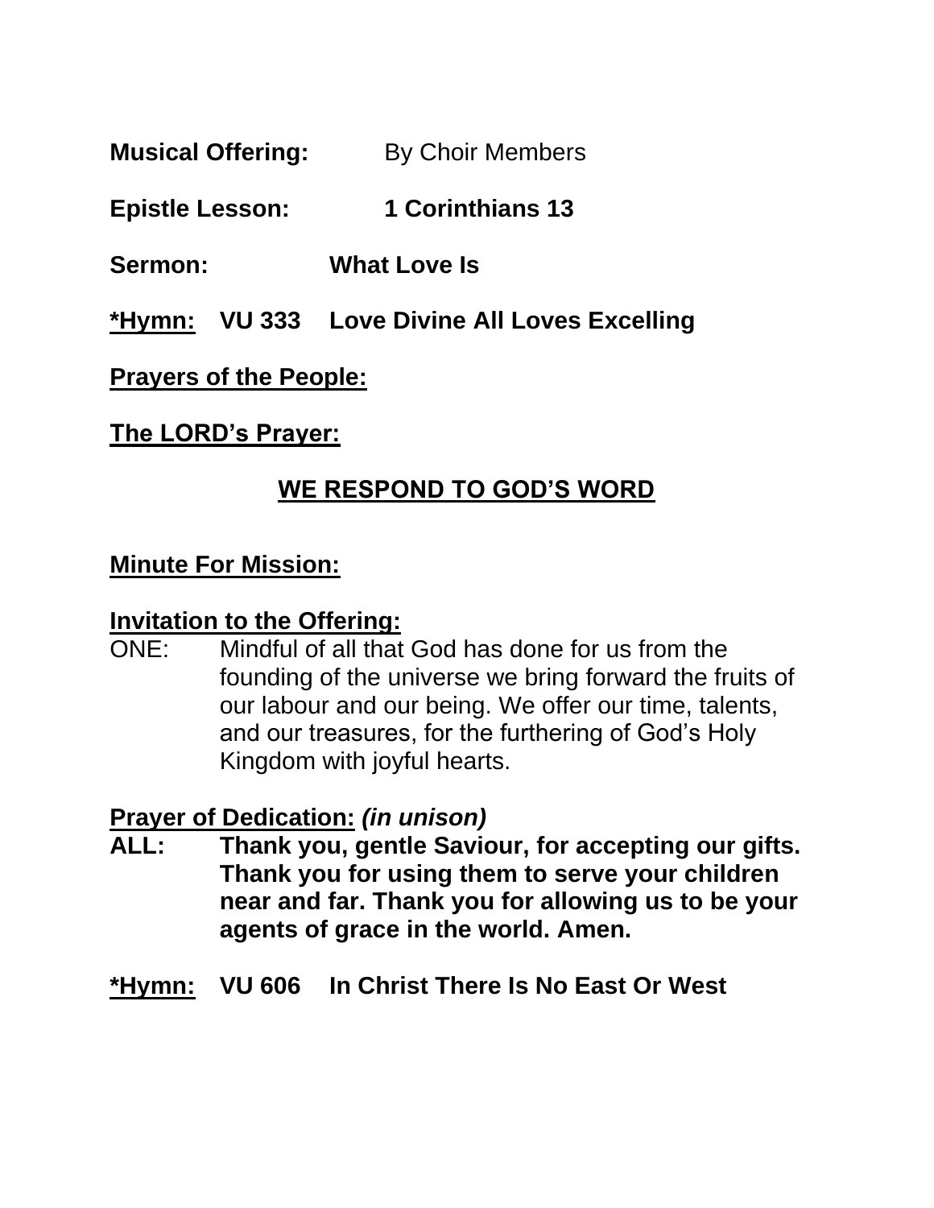**Musical Offering:** By Choir Members

**Epistle Lesson:** **1 Corinthians 13**

**Sermon:** **What Love Is**

**<u>*Hymn:</u> VU 333 Love Divine All Loves Excelling**

**<u>Prayers of the People:</u>**

**<u>The LORD's Prayer:</u>**

## <u>WE RESPOND TO GOD'S WORD</u>

**<u>Minute For Mission:</u>**

**<u>Invitation to the Offering:</u>**

ONE: Mindful of all that God has done for us from the founding of the universe we bring forward the fruits of our labour and our being. We offer our time, talents, and our treasures, for the furthering of God's Holy Kingdom with joyful hearts.

**<u>Prayer of Dedication:</u>** ***(in unison)***

**ALL: Thank you, gentle Saviour, for accepting our gifts. Thank you for using them to serve your children near and far. Thank you for allowing us to be your agents of grace in the world. Amen.**

**<u>*Hymn:</u> VU 606 In Christ There Is No East Or West**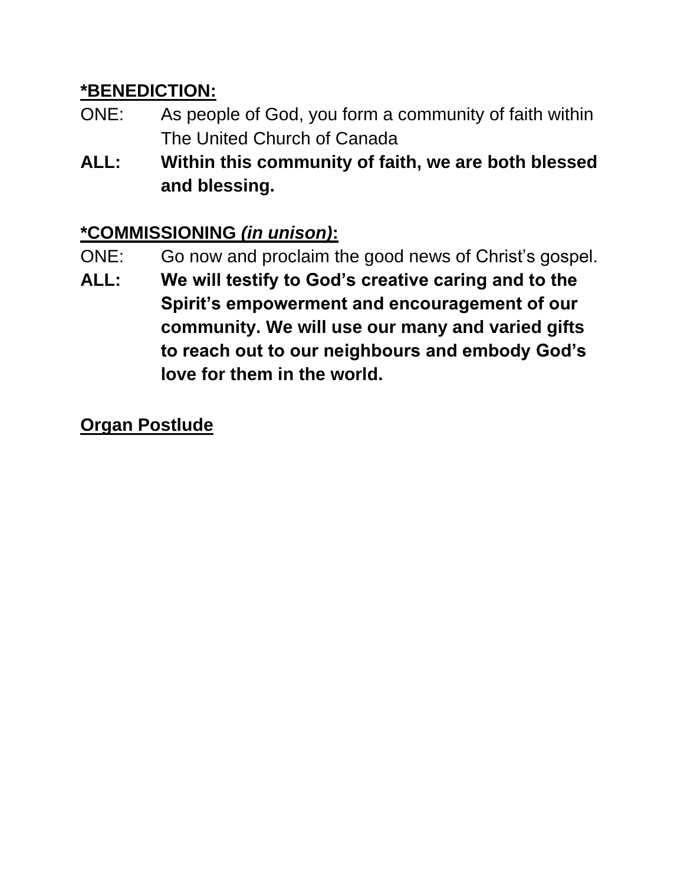**<u>*BENEDICTION:</u>**

ONE: As people of God, you form a community of faith within The United Church of Canada

**ALL: Within this community of faith, we are both blessed and blessing.**

**<u>*COMMISSIONING *(in unison)*:</u>**

ONE: Go now and proclaim the good news of Christ's gospel.

**ALL: We will testify to God's creative caring and to the Spirit's empowerment and encouragement of our community. We will use our many and varied gifts to reach out to our neighbours and embody God's love for them in the world.**

**<u>Organ Postlude</u>**